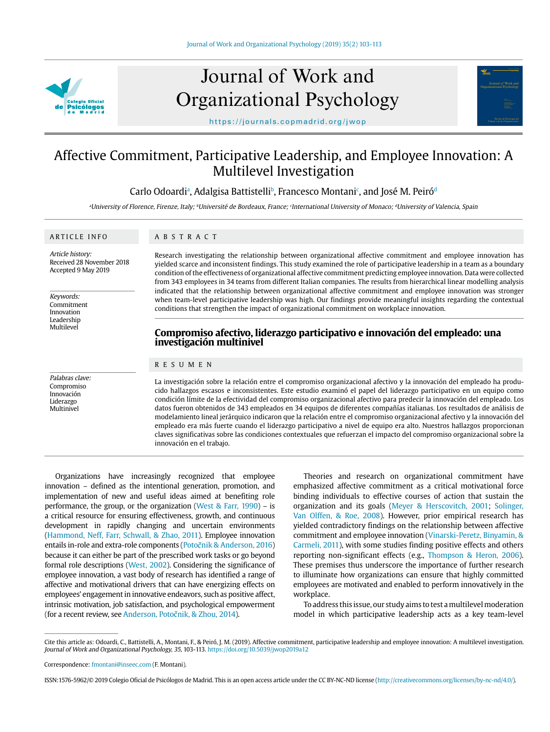# Affective Commitment, Participative Leadership, and Employee Innovation: A Multilevel Investigation

Carlo Odoardi[a], Adalgisa Battistelli[b], Francesco Montani[c], and José M. Peiró[d]

[a]University of Florence, Firenze, Italy; [b]Université de Bordeaux, France; [c]International University of Monaco; [d]University of Valencia, Spain

## ARTICLE INFO

*Article history:*
Received 28 November 2018
Accepted 9 May 2019

*Keywords:*
Commitment
Innovation
Leadership
Multilevel

*Palabras clave:*
Compromiso
Innovación
Liderazgo
Multinivel

## ABSTRACT

Research investigating the relationship between organizational affective commitment and employee innovation has yielded scarce and inconsistent findings. This study examined the role of participative leadership in a team as a boundary condition of the effectiveness of organizational affective commitment predicting employee innovation. Data were collected from 343 employees in 34 teams from different Italian companies. The results from hierarchical linear modelling analysis indicated that the relationship between organizational affective commitment and employee innovation was stronger when team-level participative leadership was high. Our findings provide meaningful insights regarding the contextual conditions that strengthen the impact of organizational commitment on workplace innovation.

## Compromiso afectivo, liderazgo participativo e innovación del empleado: una investigación multinivel

## RESUMEN

La investigación sobre la relación entre el compromiso organizacional afectivo y la innovación del empleado ha producido hallazgos escasos e inconsistentes. Este estudio examinó el papel del liderazgo participativo en un equipo como condición límite de la efectividad del compromiso organizacional afectivo para predecir la innovación del empleado. Los datos fueron obtenidos de 343 empleados en 34 equipos de diferentes compañías italianas. Los resultados de análisis de modelamiento lineal jerárquico indicaron que la relación entre el compromiso organizacional afectivo y la innovación del empleado era más fuerte cuando el liderazgo participativo a nivel de equipo era alto. Nuestros hallazgos proporcionan claves significativas sobre las condiciones contextuales que refuerzan el impacto del compromiso organizacional sobre la innovación en el trabajo.

Organizations have increasingly recognized that employee innovation – defined as the intentional generation, promotion, and implementation of new and useful ideas aimed at benefiting role performance, the group, or the organization (West & Farr, 1990) – is a critical resource for ensuring effectiveness, growth, and continuous development in rapidly changing and uncertain environments (Hammond, Neff, Farr, Schwall, & Zhao, 2011). Employee innovation entails in-role and extra-role components (Potočnik & Anderson, 2016) because it can either be part of the prescribed work tasks or go beyond formal role descriptions (West, 2002). Considering the significance of employee innovation, a vast body of research has identified a range of affective and motivational drivers that can have energizing effects on employees' engagement in innovative endeavors, such as positive affect, intrinsic motivation, job satisfaction, and psychological empowerment (for a recent review, see Anderson, Potočnik, & Zhou, 2014).

Theories and research on organizational commitment have emphasized affective commitment as a critical motivational force binding individuals to effective courses of action that sustain the organization and its goals (Meyer & Herscovitch, 2001; Solinger, Van Olffen, & Roe, 2008). However, prior empirical research has yielded contradictory findings on the relationship between affective commitment and employee innovation (Vinarski-Peretz, Binyamin, & Carmeli, 2011), with some studies finding positive effects and others reporting non-significant effects (e.g., Thompson & Heron, 2006). These premises thus underscore the importance of further research to illuminate how organizations can ensure that highly committed employees are motivated and enabled to perform innovatively in the workplace.

To address this issue, our study aims to test a multilevel moderation model in which participative leadership acts as a key team-level

---

Cite this article as: Odoardi, C., Battistelli, A., Montani, F., & Peiró, J. M. (2019). Affective commitment, participative leadership and employee innovation: A multilevel investigation. *Journal of Work and Organizational Psychology, 35*, 103-113. https://doi.org/10.5039/jwop2019a12

Correspondence: fmontani@inseec.com (F. Montani).

ISSN:1576-5962/© 2019 Colegio Oficial de Psicólogos de Madrid. This is an open access article under the CC BY-NC-ND license (http://creativecommons.org/licenses/by-nc-nd/4.0/).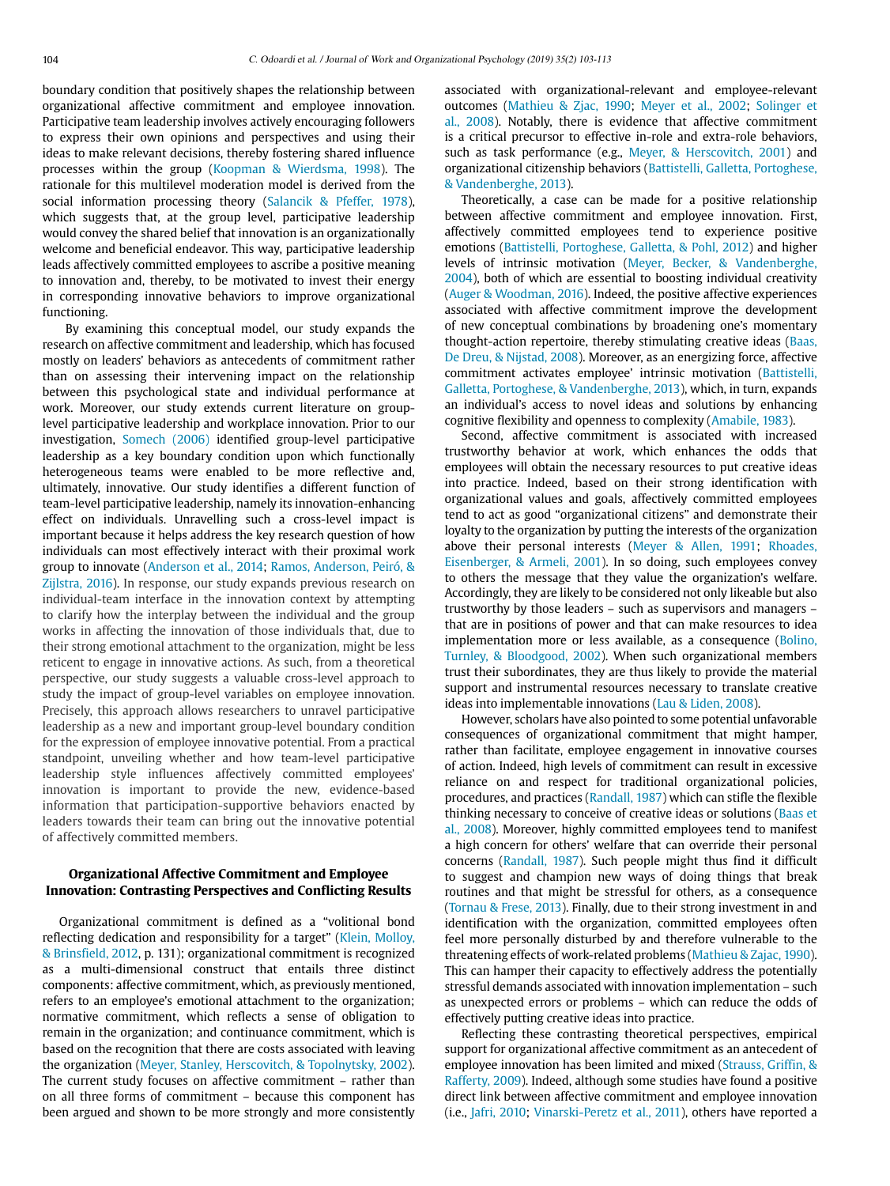boundary condition that positively shapes the relationship between organizational affective commitment and employee innovation. Participative team leadership involves actively encouraging followers to express their own opinions and perspectives and using their ideas to make relevant decisions, thereby fostering shared influence processes within the group (Koopman & Wierdsma, 1998). The rationale for this multilevel moderation model is derived from the social information processing theory (Salancik & Pfeffer, 1978), which suggests that, at the group level, participative leadership would convey the shared belief that innovation is an organizationally welcome and beneficial endeavor. This way, participative leadership leads affectively committed employees to ascribe a positive meaning to innovation and, thereby, to be motivated to invest their energy in corresponding innovative behaviors to improve organizational functioning.

By examining this conceptual model, our study expands the research on affective commitment and leadership, which has focused mostly on leaders' behaviors as antecedents of commitment rather than on assessing their intervening impact on the relationship between this psychological state and individual performance at work. Moreover, our study extends current literature on group-level participative leadership and workplace innovation. Prior to our investigation, Somech (2006) identified group-level participative leadership as a key boundary condition upon which functionally heterogeneous teams were enabled to be more reflective and, ultimately, innovative. Our study identifies a different function of team-level participative leadership, namely its innovation-enhancing effect on individuals. Unravelling such a cross-level impact is important because it helps address the key research question of how individuals can most effectively interact with their proximal work group to innovate (Anderson et al., 2014; Ramos, Anderson, Peiró, & Zijlstra, 2016). In response, our study expands previous research on individual-team interface in the innovation context by attempting to clarify how the interplay between the individual and the group works in affecting the innovation of those individuals that, due to their strong emotional attachment to the organization, might be less reticent to engage in innovative actions. As such, from a theoretical perspective, our study suggests a valuable cross-level approach to study the impact of group-level variables on employee innovation. Precisely, this approach allows researchers to unravel participative leadership as a new and important group-level boundary condition for the expression of employee innovative potential. From a practical standpoint, unveiling whether and how team-level participative leadership style influences affectively committed employees' innovation is important to provide the new, evidence-based information that participation-supportive behaviors enacted by leaders towards their team can bring out the innovative potential of affectively committed members.

## Organizational Affective Commitment and Employee Innovation: Contrasting Perspectives and Conflicting Results

Organizational commitment is defined as a "volitional bond reflecting dedication and responsibility for a target" (Klein, Molloy, & Brinsfield, 2012, p. 131); organizational commitment is recognized as a multi-dimensional construct that entails three distinct components: affective commitment, which, as previously mentioned, refers to an employee's emotional attachment to the organization; normative commitment, which reflects a sense of obligation to remain in the organization; and continuance commitment, which is based on the recognition that there are costs associated with leaving the organization (Meyer, Stanley, Herscovitch, & Topolnytsky, 2002). The current study focuses on affective commitment – rather than on all three forms of commitment – because this component has been argued and shown to be more strongly and more consistently associated with organizational-relevant and employee-relevant outcomes (Mathieu & Zjac, 1990; Meyer et al., 2002; Solinger et al., 2008). Notably, there is evidence that affective commitment is a critical precursor to effective in-role and extra-role behaviors, such as task performance (e.g., Meyer, & Herscovitch, 2001) and organizational citizenship behaviors (Battistelli, Galletta, Portoghese, & Vandenberghe, 2013).

Theoretically, a case can be made for a positive relationship between affective commitment and employee innovation. First, affectively committed employees tend to experience positive emotions (Battistelli, Portoghese, Galletta, & Pohl, 2012) and higher levels of intrinsic motivation (Meyer, Becker, & Vandenberghe, 2004), both of which are essential to boosting individual creativity (Auger & Woodman, 2016). Indeed, the positive affective experiences associated with affective commitment improve the development of new conceptual combinations by broadening one's momentary thought-action repertoire, thereby stimulating creative ideas (Baas, De Dreu, & Nijstad, 2008). Moreover, as an energizing force, affective commitment activates employee' intrinsic motivation (Battistelli, Galletta, Portoghese, & Vandenberghe, 2013), which, in turn, expands an individual's access to novel ideas and solutions by enhancing cognitive flexibility and openness to complexity (Amabile, 1983).

Second, affective commitment is associated with increased trustworthy behavior at work, which enhances the odds that employees will obtain the necessary resources to put creative ideas into practice. Indeed, based on their strong identification with organizational values and goals, affectively committed employees tend to act as good "organizational citizens" and demonstrate their loyalty to the organization by putting the interests of the organization above their personal interests (Meyer & Allen, 1991; Rhoades, Eisenberger, & Armeli, 2001). In so doing, such employees convey to others the message that they value the organization's welfare. Accordingly, they are likely to be considered not only likeable but also trustworthy by those leaders – such as supervisors and managers – that are in positions of power and that can make resources to idea implementation more or less available, as a consequence (Bolino, Turnley, & Bloodgood, 2002). When such organizational members trust their subordinates, they are thus likely to provide the material support and instrumental resources necessary to translate creative ideas into implementable innovations (Lau & Liden, 2008).

However, scholars have also pointed to some potential unfavorable consequences of organizational commitment that might hamper, rather than facilitate, employee engagement in innovative courses of action. Indeed, high levels of commitment can result in excessive reliance on and respect for traditional organizational policies, procedures, and practices (Randall, 1987) which can stifle the flexible thinking necessary to conceive of creative ideas or solutions (Baas et al., 2008). Moreover, highly committed employees tend to manifest a high concern for others' welfare that can override their personal concerns (Randall, 1987). Such people might thus find it difficult to suggest and champion new ways of doing things that break routines and that might be stressful for others, as a consequence (Tornau & Frese, 2013). Finally, due to their strong investment in and identification with the organization, committed employees often feel more personally disturbed by and therefore vulnerable to the threatening effects of work-related problems (Mathieu & Zajac, 1990). This can hamper their capacity to effectively address the potentially stressful demands associated with innovation implementation – such as unexpected errors or problems – which can reduce the odds of effectively putting creative ideas into practice.

Reflecting these contrasting theoretical perspectives, empirical support for organizational affective commitment as an antecedent of employee innovation has been limited and mixed (Strauss, Griffin, & Rafferty, 2009). Indeed, although some studies have found a positive direct link between affective commitment and employee innovation (i.e., Jafri, 2010; Vinarski-Peretz et al., 2011), others have reported a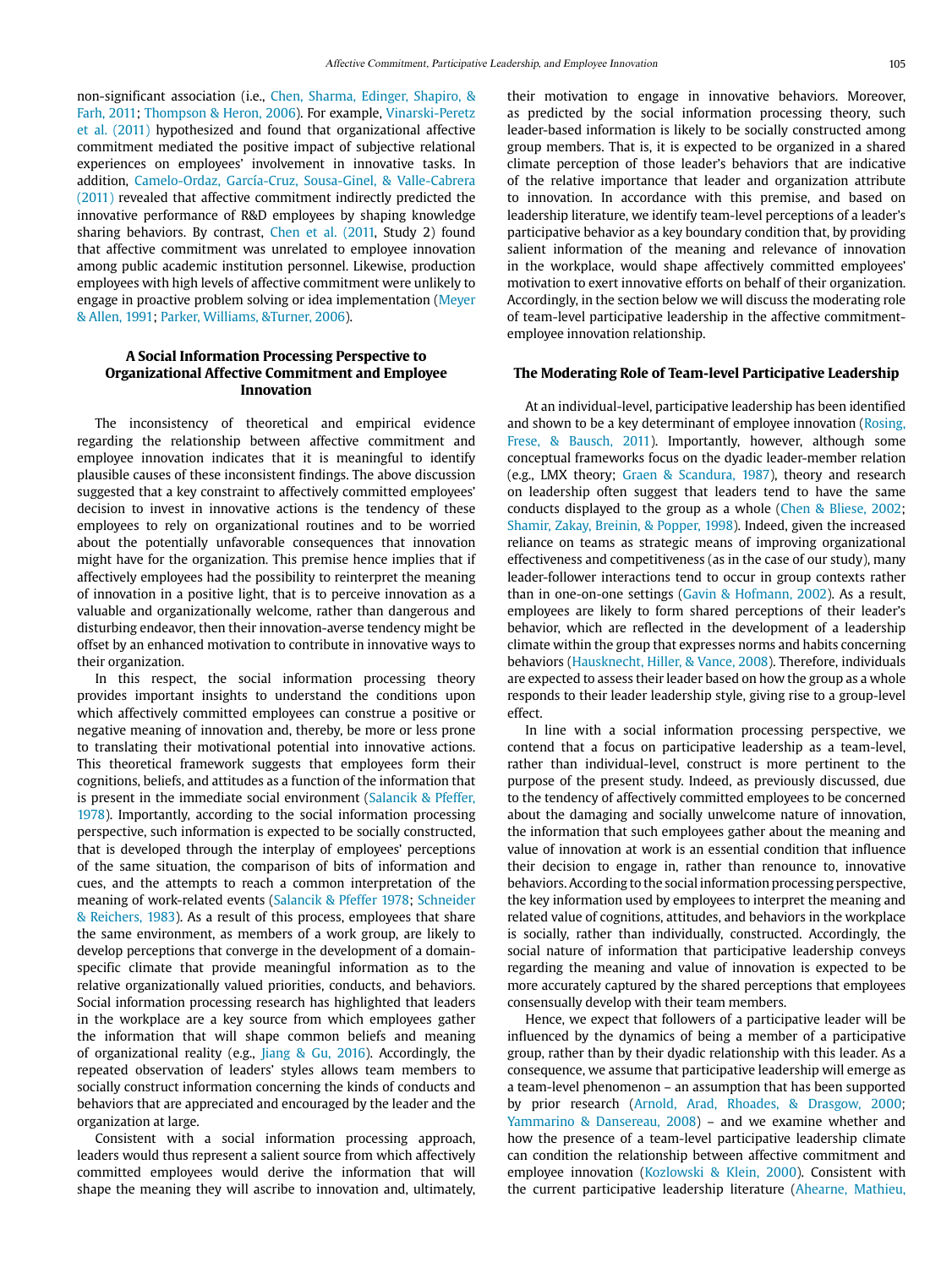non-significant association (i.e., Chen, Sharma, Edinger, Shapiro, & Farh, 2011; Thompson & Heron, 2006). For example, Vinarski-Peretz et al. (2011) hypothesized and found that organizational affective commitment mediated the positive impact of subjective relational experiences on employees' involvement in innovative tasks. In addition, Camelo-Ordaz, García-Cruz, Sousa-Ginel, & Valle-Cabrera (2011) revealed that affective commitment indirectly predicted the innovative performance of R&D employees by shaping knowledge sharing behaviors. By contrast, Chen et al. (2011, Study 2) found that affective commitment was unrelated to employee innovation among public academic institution personnel. Likewise, production employees with high levels of affective commitment were unlikely to engage in proactive problem solving or idea implementation (Meyer & Allen, 1991; Parker, Williams, &Turner, 2006).

## A Social Information Processing Perspective to Organizational Affective Commitment and Employee Innovation

The inconsistency of theoretical and empirical evidence regarding the relationship between affective commitment and employee innovation indicates that it is meaningful to clarify plausible causes of these inconsistent findings. The above discussion suggested that a key constraint to affectively committed employees' decision to invest in innovative actions is the tendency of these employees to rely on organizational routines and to be worried about the potentially unfavorable consequences that innovation might have for the organization. This premise hence implies that if affectively employees had the possibility to reinterpret the meaning of innovation in a positive light, that is to perceive innovation as a valuable and organizationally welcome, rather than dangerous and disturbing endeavor, then their innovation-averse tendency might be offset by an enhanced motivation to contribute in innovative ways to their organization.

In this respect, the social information processing theory provides important insights to understand the conditions upon which affectively committed employees can construe a positive or negative meaning of innovation and, thereby, be more or less prone to translating their motivational potential into innovative actions. This theoretical framework suggests that employees form their cognitions, beliefs, and attitudes as a function of the information that is present in the immediate social environment (Salancik & Pfeffer, 1978). Importantly, according to the social information processing perspective, such information is expected to be socially constructed, that is developed through the interplay of employees' perceptions of the same situation, the comparison of bits of information and cues, and the attempts to reach a common interpretation of the meaning of work-related events (Salancik & Pfeffer 1978; Schneider & Reichers, 1983). As a result of this process, employees that share the same environment, as members of a work group, are likely to develop perceptions that converge in the development of a domain-specific climate that provide meaningful information as to the relative organizationally valued priorities, conducts, and behaviors. Social information processing research has highlighted that leaders in the workplace are a key source from which employees gather the information that will shape common beliefs and meaning of organizational reality (e.g., Jiang & Gu, 2016). Accordingly, the repeated observation of leaders' styles allows team members to socially construct information concerning the kinds of conducts and behaviors that are appreciated and encouraged by the leader and the organization at large.

Consistent with a social information processing approach, leaders would thus represent a salient source from which affectively committed employees would derive the information that will shape the meaning they will ascribe to innovation and, ultimately, their motivation to engage in innovative behaviors. Moreover, as predicted by the social information processing theory, such leader-based information is likely to be socially constructed among group members. That is, it is expected to be organized in a shared climate perception of those leader's behaviors that are indicative of the relative importance that leader and organization attribute to innovation. In accordance with this premise, and based on leadership literature, we identify team-level perceptions of a leader's participative behavior as a key boundary condition that, by providing salient information of the meaning and relevance of innovation in the workplace, would shape affectively committed employees' motivation to exert innovative efforts on behalf of their organization. Accordingly, in the section below we will discuss the moderating role of team-level participative leadership in the affective commitment-employee innovation relationship.

## The Moderating Role of Team-level Participative Leadership

At an individual-level, participative leadership has been identified and shown to be a key determinant of employee innovation (Rosing, Frese, & Bausch, 2011). Importantly, however, although some conceptual frameworks focus on the dyadic leader-member relation (e.g., LMX theory; Graen & Scandura, 1987), theory and research on leadership often suggest that leaders tend to have the same conducts displayed to the group as a whole (Chen & Bliese, 2002; Shamir, Zakay, Breinin, & Popper, 1998). Indeed, given the increased reliance on teams as strategic means of improving organizational effectiveness and competitiveness (as in the case of our study), many leader-follower interactions tend to occur in group contexts rather than in one-on-one settings (Gavin & Hofmann, 2002). As a result, employees are likely to form shared perceptions of their leader's behavior, which are reflected in the development of a leadership climate within the group that expresses norms and habits concerning behaviors (Hausknecht, Hiller, & Vance, 2008). Therefore, individuals are expected to assess their leader based on how the group as a whole responds to their leader leadership style, giving rise to a group-level effect.

In line with a social information processing perspective, we contend that a focus on participative leadership as a team-level, rather than individual-level, construct is more pertinent to the purpose of the present study. Indeed, as previously discussed, due to the tendency of affectively committed employees to be concerned about the damaging and socially unwelcome nature of innovation, the information that such employees gather about the meaning and value of innovation at work is an essential condition that influence their decision to engage in, rather than renounce to, innovative behaviors. According to the social information processing perspective, the key information used by employees to interpret the meaning and related value of cognitions, attitudes, and behaviors in the workplace is socially, rather than individually, constructed. Accordingly, the social nature of information that participative leadership conveys regarding the meaning and value of innovation is expected to be more accurately captured by the shared perceptions that employees consensually develop with their team members.

Hence, we expect that followers of a participative leader will be influenced by the dynamics of being a member of a participative group, rather than by their dyadic relationship with this leader. As a consequence, we assume that participative leadership will emerge as a team-level phenomenon – an assumption that has been supported by prior research (Arnold, Arad, Rhoades, & Drasgow, 2000; Yammarino & Dansereau, 2008) – and we examine whether and how the presence of a team-level participative leadership climate can condition the relationship between affective commitment and employee innovation (Kozlowski & Klein, 2000). Consistent with the current participative leadership literature (Ahearne, Mathieu,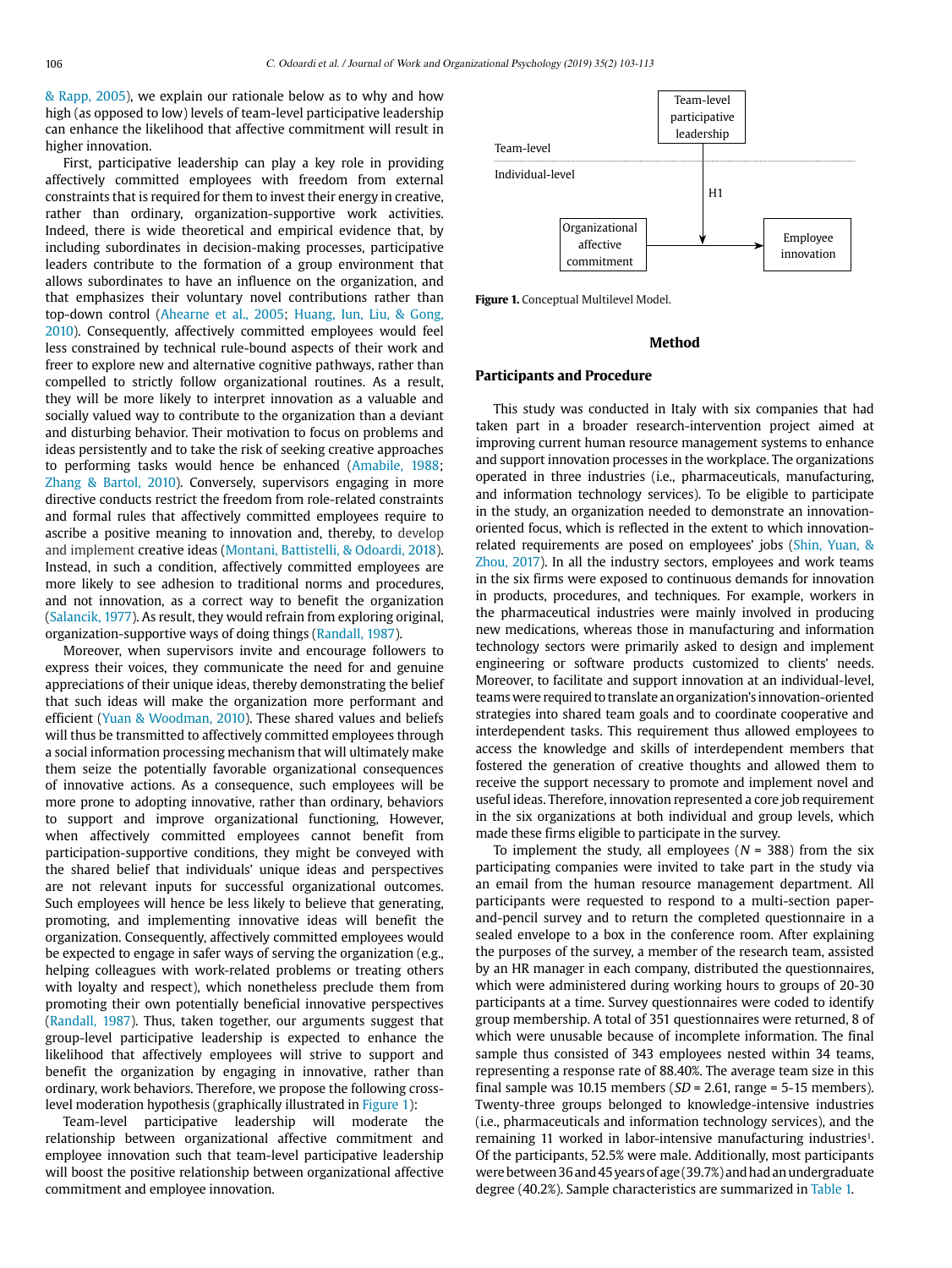& Rapp, 2005), we explain our rationale below as to why and how high (as opposed to low) levels of team-level participative leadership can enhance the likelihood that affective commitment will result in higher innovation.

First, participative leadership can play a key role in providing affectively committed employees with freedom from external constraints that is required for them to invest their energy in creative, rather than ordinary, organization-supportive work activities. Indeed, there is wide theoretical and empirical evidence that, by including subordinates in decision-making processes, participative leaders contribute to the formation of a group environment that allows subordinates to have an influence on the organization, and that emphasizes their voluntary novel contributions rather than top-down control (Ahearne et al., 2005; Huang, Iun, Liu, & Gong, 2010). Consequently, affectively committed employees would feel less constrained by technical rule-bound aspects of their work and freer to explore new and alternative cognitive pathways, rather than compelled to strictly follow organizational routines. As a result, they will be more likely to interpret innovation as a valuable and socially valued way to contribute to the organization than a deviant and disturbing behavior. Their motivation to focus on problems and ideas persistently and to take the risk of seeking creative approaches to performing tasks would hence be enhanced (Amabile, 1988; Zhang & Bartol, 2010). Conversely, supervisors engaging in more directive conducts restrict the freedom from role-related constraints and formal rules that affectively committed employees require to ascribe a positive meaning to innovation and, thereby, to develop and implement creative ideas (Montani, Battistelli, & Odoardi, 2018). Instead, in such a condition, affectively committed employees are more likely to see adhesion to traditional norms and procedures, and not innovation, as a correct way to benefit the organization (Salancik, 1977). As result, they would refrain from exploring original, organization-supportive ways of doing things (Randall, 1987).

Moreover, when supervisors invite and encourage followers to express their voices, they communicate the need for and genuine appreciations of their unique ideas, thereby demonstrating the belief that such ideas will make the organization more performant and efficient (Yuan & Woodman, 2010). These shared values and beliefs will thus be transmitted to affectively committed employees through a social information processing mechanism that will ultimately make them seize the potentially favorable organizational consequences of innovative actions. As a consequence, such employees will be more prone to adopting innovative, rather than ordinary, behaviors to support and improve organizational functioning, However, when affectively committed employees cannot benefit from participation-supportive conditions, they might be conveyed with the shared belief that individuals' unique ideas and perspectives are not relevant inputs for successful organizational outcomes. Such employees will hence be less likely to believe that generating, promoting, and implementing innovative ideas will benefit the organization. Consequently, affectively committed employees would be expected to engage in safer ways of serving the organization (e.g., helping colleagues with work-related problems or treating others with loyalty and respect), which nonetheless preclude them from promoting their own potentially beneficial innovative perspectives (Randall, 1987). Thus, taken together, our arguments suggest that group-level participative leadership is expected to enhance the likelihood that affectively employees will strive to support and benefit the organization by engaging in innovative, rather than ordinary, work behaviors. Therefore, we propose the following cross-level moderation hypothesis (graphically illustrated in Figure 1):

Team-level participative leadership will moderate the relationship between organizational affective commitment and employee innovation such that team-level participative leadership will boost the positive relationship between organizational affective commitment and employee innovation.

**Figure 1.** Conceptual Multilevel Model.

## Method

### Participants and Procedure

This study was conducted in Italy with six companies that had taken part in a broader research-intervention project aimed at improving current human resource management systems to enhance and support innovation processes in the workplace. The organizations operated in three industries (i.e., pharmaceuticals, manufacturing, and information technology services). To be eligible to participate in the study, an organization needed to demonstrate an innovation-oriented focus, which is reflected in the extent to which innovation-related requirements are posed on employees' jobs (Shin, Yuan, & Zhou, 2017). In all the industry sectors, employees and work teams in the six firms were exposed to continuous demands for innovation in products, procedures, and techniques. For example, workers in the pharmaceutical industries were mainly involved in producing new medications, whereas those in manufacturing and information technology sectors were primarily asked to design and implement engineering or software products customized to clients' needs. Moreover, to facilitate and support innovation at an individual-level, teams were required to translate an organization's innovation-oriented strategies into shared team goals and to coordinate cooperative and interdependent tasks. This requirement thus allowed employees to access the knowledge and skills of interdependent members that fostered the generation of creative thoughts and allowed them to receive the support necessary to promote and implement novel and useful ideas. Therefore, innovation represented a core job requirement in the six organizations at both individual and group levels, which made these firms eligible to participate in the survey.

To implement the study, all employees ($N$ = 388) from the six participating companies were invited to take part in the study via an email from the human resource management department. All participants were requested to respond to a multi-section paper-and-pencil survey and to return the completed questionnaire in a sealed envelope to a box in the conference room. After explaining the purposes of the survey, a member of the research team, assisted by an HR manager in each company, distributed the questionnaires, which were administered during working hours to groups of 20-30 participants at a time. Survey questionnaires were coded to identify group membership. A total of 351 questionnaires were returned, 8 of which were unusable because of incomplete information. The final sample thus consisted of 343 employees nested within 34 teams, representing a response rate of 88.40%. The average team size in this final sample was 10.15 members ($SD$ = 2.61, range = 5-15 members). Twenty-three groups belonged to knowledge-intensive industries (i.e., pharmaceuticals and information technology services), and the remaining 11 worked in labor-intensive manufacturing industries[1]. Of the participants, 52.5% were male. Additionally, most participants were between 36 and 45 years of age (39.7%) and had an undergraduate degree (40.2%). Sample characteristics are summarized in Table 1.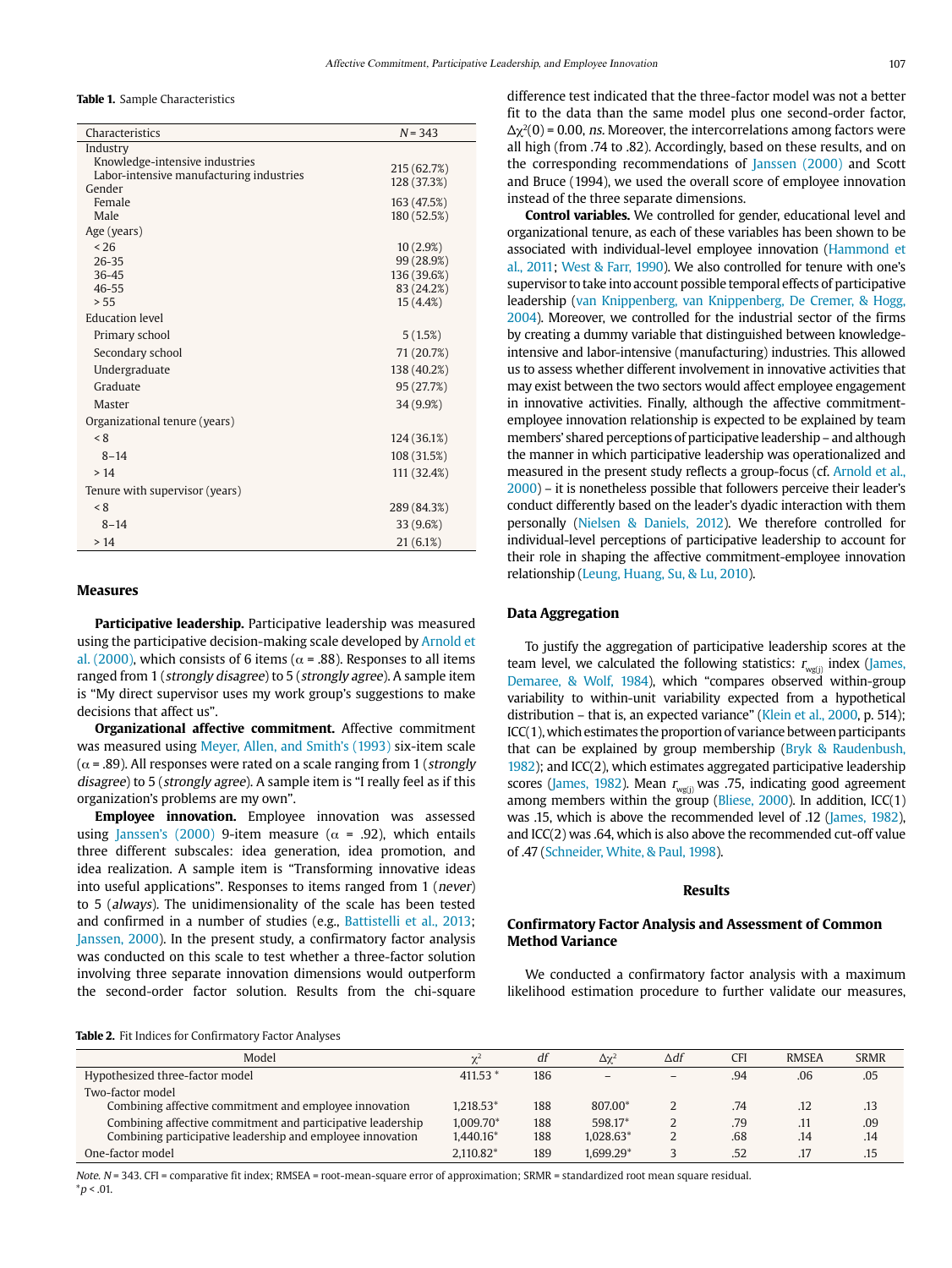**Table 1.** Sample Characteristics

| Characteristics | N = 343 |
|---|---|
| Industry | |
| Knowledge-intensive industries | 215 (62.7%) |
| Labor-intensive manufacturing industries | 128 (37.3%) |
| Gender | |
| Female | 163 (47.5%) |
| Male | 180 (52.5%) |
| Age (years) | |
| < 26 | 10 (2.9%) |
| 26-35 | 99 (28.9%) |
| 36-45 | 136 (39.6%) |
| 46-55 | 83 (24.2%) |
| > 55 | 15 (4.4%) |
| Education level | |
| Primary school | 5 (1.5%) |
| Secondary school | 71 (20.7%) |
| Undergraduate | 138 (40.2%) |
| Graduate | 95 (27.7%) |
| Master | 34 (9.9%) |
| Organizational tenure (years) | |
| < 8 | 124 (36.1%) |
| 8–14 | 108 (31.5%) |
| > 14 | 111 (32.4%) |
| Tenure with supervisor (years) | |
| < 8 | 289 (84.3%) |
| 8–14 | 33 (9.6%) |
| > 14 | 21 (6.1%) |

### Measures

**Participative leadership.** Participative leadership was measured using the participative decision-making scale developed by Arnold et al. (2000), which consists of 6 items ($\alpha$ = .88). Responses to all items ranged from 1 (*strongly disagree*) to 5 (*strongly agree*). A sample item is "My direct supervisor uses my work group's suggestions to make decisions that affect us".

**Organizational affective commitment.** Affective commitment was measured using Meyer, Allen, and Smith's (1993) six-item scale ($\alpha$ = .89). All responses were rated on a scale ranging from 1 (*strongly disagree*) to 5 (*strongly agree*). A sample item is "I really feel as if this organization's problems are my own".

**Employee innovation.** Employee innovation was assessed using Janssen's (2000) 9-item measure ($\alpha$ = .92), which entails three different subscales: idea generation, idea promotion, and idea realization. A sample item is "Transforming innovative ideas into useful applications". Responses to items ranged from 1 (*never*) to 5 (*always*). The unidimensionality of the scale has been tested and confirmed in a number of studies (e.g., Battistelli et al., 2013; Janssen, 2000). In the present study, a confirmatory factor analysis was conducted on this scale to test whether a three-factor solution involving three separate innovation dimensions would outperform the second-order factor solution. Results from the chi-square difference test indicated that the three-factor model was not a better fit to the data than the same model plus one second-order factor, $\Delta\chi^2(0) = 0.00$, *ns*. Moreover, the intercorrelations among factors were all high (from .74 to .82). Accordingly, based on these results, and on the corresponding recommendations of Janssen (2000) and Scott and Bruce (1994), we used the overall score of employee innovation instead of the three separate dimensions.

**Control variables.** We controlled for gender, educational level and organizational tenure, as each of these variables has been shown to be associated with individual-level employee innovation (Hammond et al., 2011; West & Farr, 1990). We also controlled for tenure with one's supervisor to take into account possible temporal effects of participative leadership (van Knippenberg, van Knippenberg, De Cremer, & Hogg, 2004). Moreover, we controlled for the industrial sector of the firms by creating a dummy variable that distinguished between knowledge-intensive and labor-intensive (manufacturing) industries. This allowed us to assess whether different involvement in innovative activities that may exist between the two sectors would affect employee engagement in innovative activities. Finally, although the affective commitment-employee innovation relationship is expected to be explained by team members' shared perceptions of participative leadership – and although the manner in which participative leadership was operationalized and measured in the present study reflects a group-focus (cf. Arnold et al., 2000) – it is nonetheless possible that followers perceive their leader's conduct differently based on the leader's dyadic interaction with them personally (Nielsen & Daniels, 2012). We therefore controlled for individual-level perceptions of participative leadership to account for their role in shaping the affective commitment-employee innovation relationship (Leung, Huang, Su, & Lu, 2010).

### Data Aggregation

To justify the aggregation of participative leadership scores at the team level, we calculated the following statistics: $r_{wg(j)}$ index (James, Demaree, & Wolf, 1984), which "compares observed within-group variability to within-unit variability expected from a hypothetical distribution – that is, an expected variance" (Klein et al., 2000, p. 514); ICC(1), which estimates the proportion of variance between participants that can be explained by group membership (Bryk & Raudenbush, 1982); and ICC(2), which estimates aggregated participative leadership scores (James, 1982). Mean $r_{wg(j)}$ was .75, indicating good agreement among members within the group (Bliese, 2000). In addition, ICC(1) was .15, which is above the recommended level of .12 (James, 1982), and ICC(2) was .64, which is also above the recommended cut-off value of .47 (Schneider, White, & Paul, 1998).

## Results

### Confirmatory Factor Analysis and Assessment of Common Method Variance

We conducted a confirmatory factor analysis with a maximum likelihood estimation procedure to further validate our measures,

**Table 2.** Fit Indices for Confirmatory Factor Analyses

| Model | $\chi^2$ | *df* | $\Delta\chi^2$ | $\Delta df$ | CFI | RMSEA | SRMR |
|---|---|---|---|---|---|---|---|
| Hypothesized three-factor model | 411.53 * | 186 | – | – | .94 | .06 | .05 |
| Two-factor model | | | | | | | |
| Combining affective commitment and employee innovation | 1,218.53* | 188 | 807.00* | 2 | .74 | .12 | .13 |
| Combining affective commitment and participative leadership | 1,009.70* | 188 | 598.17* | 2 | .79 | .11 | .09 |
| Combining participative leadership and employee innovation | 1,440.16* | 188 | 1,028.63* | 2 | .68 | .14 | .14 |
| One-factor model | 2,110.82* | 189 | 1,699.29* | 3 | .52 | .17 | .15 |

*Note.* N = 343. CFI = comparative fit index; RMSEA = root-mean-square error of approximation; SRMR = standardized root mean square residual.
*$p$ < .01.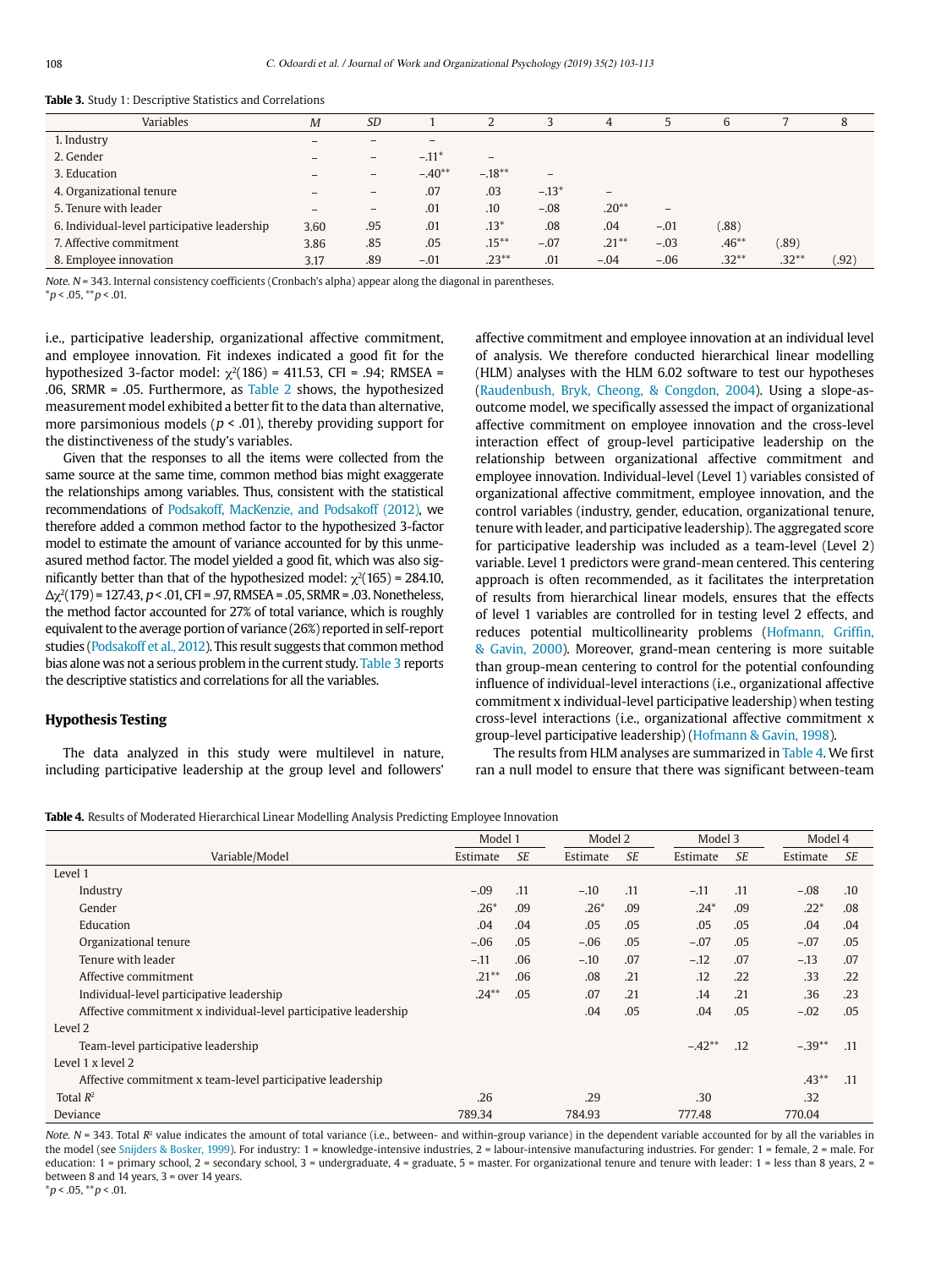**Table 3.** Study 1: Descriptive Statistics and Correlations

| Variables | *M* | *SD* | 1 | 2 | 3 | 4 | 5 | 6 | 7 | 8 |
|---|---|---|---|---|---|---|---|---|---|---|
| 1. Industry | – | – | – | | | | | | | |
| 2. Gender | – | – | –.11* | – | | | | | | |
| 3. Education | – | – | –.40** | –.18** | – | | | | | |
| 4. Organizational tenure | – | – | .07 | .03 | –.13* | – | | | | |
| 5. Tenure with leader | – | – | .01 | .10 | –.08 | .20** | – | | | |
| 6. Individual-level participative leadership | 3.60 | .95 | .01 | .13* | .08 | .04 | –.01 | (.88) | | |
| 7. Affective commitment | 3.86 | .85 | .05 | .15** | –.07 | .21** | –.03 | .46** | (.89) | |
| 8. Employee innovation | 3.17 | .89 | –.01 | .23** | .01 | –.04 | –.06 | .32** | .32** | (.92) |

*Note.* $N$ = 343. Internal consistency coefficients (Cronbach's alpha) appear along the diagonal in parentheses.
*$p$ < .05, **$p$ < .01.

i.e., participative leadership, organizational affective commitment, and employee innovation. Fit indexes indicated a good fit for the hypothesized 3-factor model: $\chi^2(186)$ = 411.53, CFI = .94; RMSEA = .06, SRMR = .05. Furthermore, as Table 2 shows, the hypothesized measurement model exhibited a better fit to the data than alternative, more parsimonious models ($p$ < .01), thereby providing support for the distinctiveness of the study's variables.

Given that the responses to all the items were collected from the same source at the same time, common method bias might exaggerate the relationships among variables. Thus, consistent with the statistical recommendations of Podsakoff, MacKenzie, and Podsakoff (2012), we therefore added a common method factor to the hypothesized 3-factor model to estimate the amount of variance accounted for by this unmeasured method factor. The model yielded a good fit, which was also significantly better than that of the hypothesized model: $\chi^2(165)$ = 284.10, $\Delta\chi^2(179)$ = 127.43, $p$ < .01, CFI = .97, RMSEA = .05, SRMR = .03. Nonetheless, the method factor accounted for 27% of total variance, which is roughly equivalent to the average portion of variance (26%) reported in self-report studies (Podsakoff et al., 2012). This result suggests that common method bias alone was not a serious problem in the current study. Table 3 reports the descriptive statistics and correlations for all the variables.

## Hypothesis Testing

The data analyzed in this study were multilevel in nature, including participative leadership at the group level and followers' affective commitment and employee innovation at an individual level of analysis. We therefore conducted hierarchical linear modelling (HLM) analyses with the HLM 6.02 software to test our hypotheses (Raudenbush, Bryk, Cheong, & Congdon, 2004). Using a slope-as-outcome model, we specifically assessed the impact of organizational affective commitment on employee innovation and the cross-level interaction effect of group-level participative leadership on the relationship between organizational affective commitment and employee innovation. Individual-level (Level 1) variables consisted of organizational affective commitment, employee innovation, and the control variables (industry, gender, education, organizational tenure, tenure with leader, and participative leadership). The aggregated score for participative leadership was included as a team-level (Level 2) variable. Level 1 predictors were grand-mean centered. This centering approach is often recommended, as it facilitates the interpretation of results from hierarchical linear models, ensures that the effects of level 1 variables are controlled for in testing level 2 effects, and reduces potential multicollinearity problems (Hofmann, Griffin, & Gavin, 2000). Moreover, grand-mean centering is more suitable than group-mean centering to control for the potential confounding influence of individual-level interactions (i.e., organizational affective commitment x individual-level participative leadership) when testing cross-level interactions (i.e., organizational affective commitment x group-level participative leadership) (Hofmann & Gavin, 1998).

The results from HLM analyses are summarized in Table 4. We first ran a null model to ensure that there was significant between-team

**Table 4.** Results of Moderated Hierarchical Linear Modelling Analysis Predicting Employee Innovation

| Variable/Model | Model 1 | | Model 2 | | Model 3 | | Model 4 | |
|---|---|---|---|---|---|---|---|---|
| | Estimate | *SE* | Estimate | *SE* | Estimate | *SE* | Estimate | *SE* |
| Level 1 | | | | | | | | |
| Industry | –.09 | .11 | –.10 | .11 | –.11 | .11 | –.08 | .10 |
| Gender | .26* | .09 | .26* | .09 | .24* | .09 | .22* | .08 |
| Education | .04 | .04 | .05 | .05 | .05 | .05 | .04 | .04 |
| Organizational tenure | –.06 | .05 | –.06 | .05 | –.07 | .05 | –.07 | .05 |
| Tenure with leader | –.11 | .06 | –.10 | .07 | –.12 | .07 | –.13 | .07 |
| Affective commitment | .21** | .06 | .08 | .21 | .12 | .22 | .33 | .22 |
| Individual-level participative leadership | .24** | .05 | .07 | .21 | .14 | .21 | .36 | .23 |
| Affective commitment x individual-level participative leadership | | | .04 | .05 | .04 | .05 | –.02 | .05 |
| Level 2 | | | | | | | | |
| Team-level participative leadership | | | | | –.42** | .12 | –.39** | .11 |
| Level 1 x level 2 | | | | | | | | |
| Affective commitment x team-level participative leadership | | | | | | | .43** | .11 |
| Total $R^2$ | .26 | | .29 | | .30 | | .32 | |
| Deviance | 789.34 | | 784.93 | | 777.48 | | 770.04 | |

*Note.* $N$ = 343. Total $R^2$ value indicates the amount of total variance (i.e., between- and within-group variance) in the dependent variable accounted for by all the variables in the model (see Snijders & Bosker, 1999). For industry: 1 = knowledge-intensive industries, 2 = labour-intensive manufacturing industries. For gender: 1 = female, 2 = male. For education: 1 = primary school, 2 = secondary school, 3 = undergraduate, 4 = graduate, 5 = master. For organizational tenure and tenure with leader: 1 = less than 8 years, 2 = between 8 and 14 years, 3 = over 14 years.
*$p$ < .05, **$p$ < .01.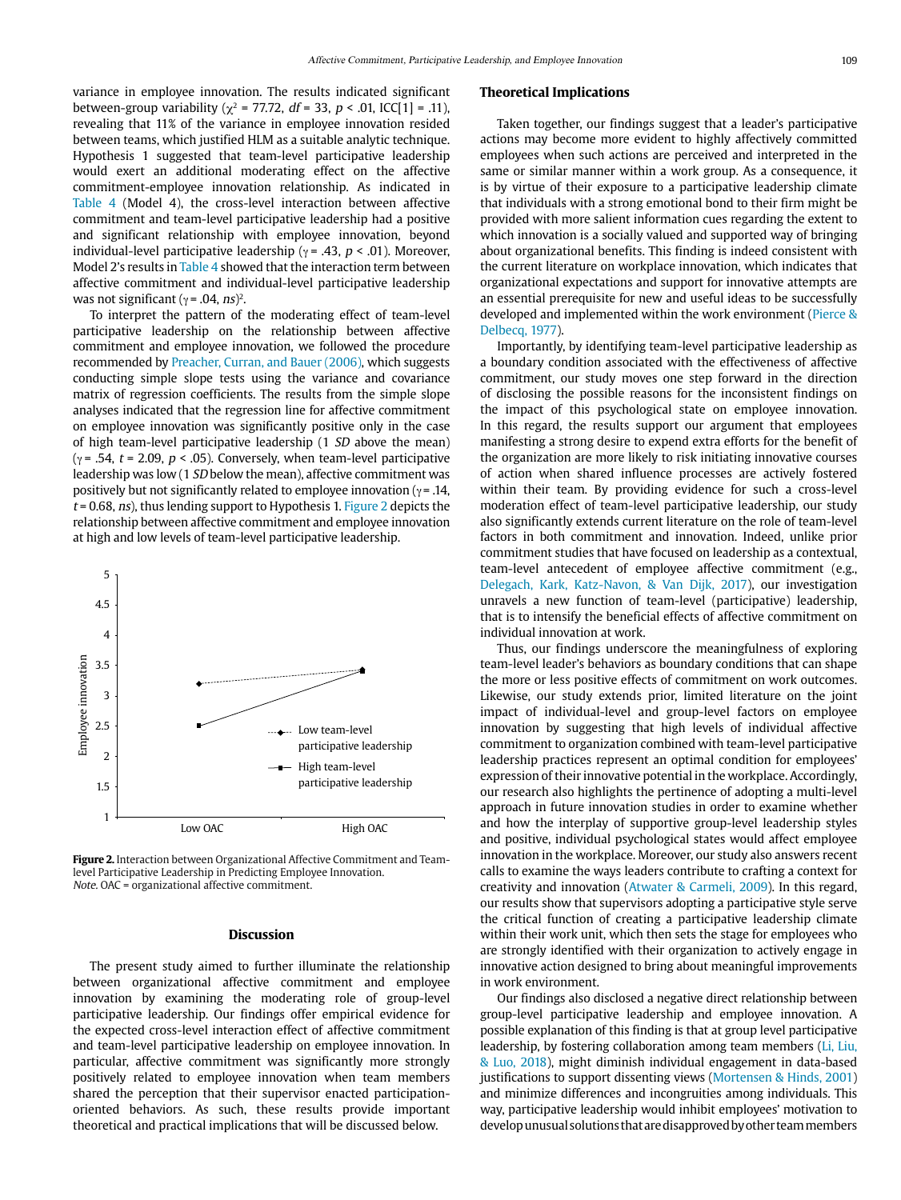variance in employee innovation. The results indicated significant between-group variability ($\chi^2$ = 77.72, $df$ = 33, $p$ < .01, ICC[1] = .11), revealing that 11% of the variance in employee innovation resided between teams, which justified HLM as a suitable analytic technique. Hypothesis 1 suggested that team-level participative leadership would exert an additional moderating effect on the affective commitment-employee innovation relationship. As indicated in Table 4 (Model 4), the cross-level interaction between affective commitment and team-level participative leadership had a positive and significant relationship with employee innovation, beyond individual-level participative leadership ($\gamma$ = .43, $p$ < .01). Moreover, Model 2's results in Table 4 showed that the interaction term between affective commitment and individual-level participative leadership was not significant ($\gamma$ = .04, *ns*)[2].

To interpret the pattern of the moderating effect of team-level participative leadership on the relationship between affective commitment and employee innovation, we followed the procedure recommended by Preacher, Curran, and Bauer (2006), which suggests conducting simple slope tests using the variance and covariance matrix of regression coefficients. The results from the simple slope analyses indicated that the regression line for affective commitment on employee innovation was significantly positive only in the case of high team-level participative leadership (1 *SD* above the mean) ($\gamma$ = .54, $t$ = 2.09, $p$ < .05). Conversely, when team-level participative leadership was low (1 *SD* below the mean), affective commitment was positively but not significantly related to employee innovation ($\gamma$ = .14, $t$ = 0.68, *ns*), thus lending support to Hypothesis 1. Figure 2 depicts the relationship between affective commitment and employee innovation at high and low levels of team-level participative leadership.

**Figure 2.** Interaction between Organizational Affective Commitment and Team-level Participative Leadership in Predicting Employee Innovation.
*Note.* OAC = organizational affective commitment.

## Discussion

The present study aimed to further illuminate the relationship between organizational affective commitment and employee innovation by examining the moderating role of group-level participative leadership. Our findings offer empirical evidence for the expected cross-level interaction effect of affective commitment and team-level participative leadership on employee innovation. In particular, affective commitment was significantly more strongly positively related to employee innovation when team members shared the perception that their supervisor enacted participation-oriented behaviors. As such, these results provide important theoretical and practical implications that will be discussed below.

### Theoretical Implications

Taken together, our findings suggest that a leader's participative actions may become more evident to highly affectively committed employees when such actions are perceived and interpreted in the same or similar manner within a work group. As a consequence, it is by virtue of their exposure to a participative leadership climate that individuals with a strong emotional bond to their firm might be provided with more salient information cues regarding the extent to which innovation is a socially valued and supported way of bringing about organizational benefits. This finding is indeed consistent with the current literature on workplace innovation, which indicates that organizational expectations and support for innovative attempts are an essential prerequisite for new and useful ideas to be successfully developed and implemented within the work environment (Pierce & Delbecq, 1977).

Importantly, by identifying team-level participative leadership as a boundary condition associated with the effectiveness of affective commitment, our study moves one step forward in the direction of disclosing the possible reasons for the inconsistent findings on the impact of this psychological state on employee innovation. In this regard, the results support our argument that employees manifesting a strong desire to expend extra efforts for the benefit of the organization are more likely to risk initiating innovative courses of action when shared influence processes are actively fostered within their team. By providing evidence for such a cross-level moderation effect of team-level participative leadership, our study also significantly extends current literature on the role of team-level factors in both commitment and innovation. Indeed, unlike prior commitment studies that have focused on leadership as a contextual, team-level antecedent of employee affective commitment (e.g., Delegach, Kark, Katz-Navon, & Van Dijk, 2017), our investigation unravels a new function of team-level (participative) leadership, that is to intensify the beneficial effects of affective commitment on individual innovation at work.

Thus, our findings underscore the meaningfulness of exploring team-level leader's behaviors as boundary conditions that can shape the more or less positive effects of commitment on work outcomes. Likewise, our study extends prior, limited literature on the joint impact of individual-level and group-level factors on employee innovation by suggesting that high levels of individual affective commitment to organization combined with team-level participative leadership practices represent an optimal condition for employees' expression of their innovative potential in the workplace. Accordingly, our research also highlights the pertinence of adopting a multi-level approach in future innovation studies in order to examine whether and how the interplay of supportive group-level leadership styles and positive, individual psychological states would affect employee innovation in the workplace. Moreover, our study also answers recent calls to examine the ways leaders contribute to crafting a context for creativity and innovation (Atwater & Carmeli, 2009). In this regard, our results show that supervisors adopting a participative style serve the critical function of creating a participative leadership climate within their work unit, which then sets the stage for employees who are strongly identified with their organization to actively engage in innovative action designed to bring about meaningful improvements in work environment.

Our findings also disclosed a negative direct relationship between group-level participative leadership and employee innovation. A possible explanation of this finding is that at group level participative leadership, by fostering collaboration among team members (Li, Liu, & Luo, 2018), might diminish individual engagement in data-based justifications to support dissenting views (Mortensen & Hinds, 2001) and minimize differences and incongruities among individuals. This way, participative leadership would inhibit employees' motivation to develop unusual solutions that are disapproved by other team members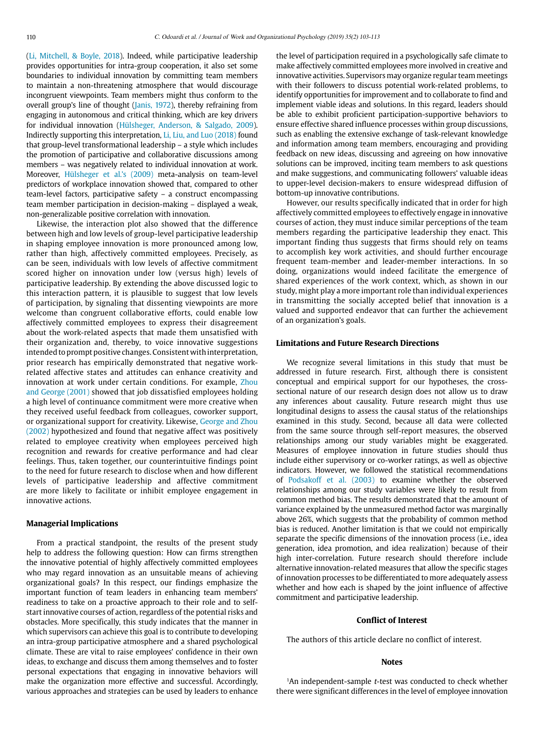(Li, Mitchell, & Boyle, 2018). Indeed, while participative leadership provides opportunities for intra-group cooperation, it also set some boundaries to individual innovation by committing team members to maintain a non-threatening atmosphere that would discourage incongruent viewpoints. Team members might thus conform to the overall group's line of thought (Janis, 1972), thereby refraining from engaging in autonomous and critical thinking, which are key drivers for individual innovation (Hülsheger, Anderson, & Salgado, 2009). Indirectly supporting this interpretation, Li, Liu, and Luo (2018) found that group-level transformational leadership – a style which includes the promotion of participative and collaborative discussions among members – was negatively related to individual innovation at work. Moreover, Hülsheger et al.'s (2009) meta-analysis on team-level predictors of workplace innovation showed that, compared to other team-level factors, participative safety – a construct encompassing team member participation in decision-making – displayed a weak, non-generalizable positive correlation with innovation.

Likewise, the interaction plot also showed that the difference between high and low levels of group-level participative leadership in shaping employee innovation is more pronounced among low, rather than high, affectively committed employees. Precisely, as can be seen, individuals with low levels of affective commitment scored higher on innovation under low (versus high) levels of participative leadership. By extending the above discussed logic to this interaction pattern, it is plausible to suggest that low levels of participation, by signaling that dissenting viewpoints are more welcome than congruent collaborative efforts, could enable low affectively committed employees to express their disagreement about the work-related aspects that made them unsatisfied with their organization and, thereby, to voice innovative suggestions intended to prompt positive changes. Consistent with interpretation, prior research has empirically demonstrated that negative work-related affective states and attitudes can enhance creativity and innovation at work under certain conditions. For example, Zhou and George (2001) showed that job dissatisfied employees holding a high level of continuance commitment were more creative when they received useful feedback from colleagues, coworker support, or organizational support for creativity. Likewise, George and Zhou (2002) hypothesized and found that negative affect was positively related to employee creativity when employees perceived high recognition and rewards for creative performance and had clear feelings. Thus, taken together, our counterintuitive findings point to the need for future research to disclose when and how different levels of participative leadership and affective commitment are more likely to facilitate or inhibit employee engagement in innovative actions.

## Managerial Implications

From a practical standpoint, the results of the present study help to address the following question: How can firms strengthen the innovative potential of highly affectively committed employees who may regard innovation as an unsuitable means of achieving organizational goals? In this respect, our findings emphasize the important function of team leaders in enhancing team members' readiness to take on a proactive approach to their role and to self-start innovative courses of action, regardless of the potential risks and obstacles. More specifically, this study indicates that the manner in which supervisors can achieve this goal is to contribute to developing an intra-group participative atmosphere and a shared psychological climate. These are vital to raise employees' confidence in their own ideas, to exchange and discuss them among themselves and to foster personal expectations that engaging in innovative behaviors will make the organization more effective and successful. Accordingly, various approaches and strategies can be used by leaders to enhance the level of participation required in a psychologically safe climate to make affectively committed employees more involved in creative and innovative activities. Supervisors may organize regular team meetings with their followers to discuss potential work-related problems, to identify opportunities for improvement and to collaborate to find and implement viable ideas and solutions. In this regard, leaders should be able to exhibit proficient participation-supportive behaviors to ensure effective shared influence processes within group discussions, such as enabling the extensive exchange of task-relevant knowledge and information among team members, encouraging and providing feedback on new ideas, discussing and agreeing on how innovative solutions can be improved, inciting team members to ask questions and make suggestions, and communicating followers' valuable ideas to upper-level decision-makers to ensure widespread diffusion of bottom-up innovative contributions.

However, our results specifically indicated that in order for high affectively committed employees to effectively engage in innovative courses of action, they must induce similar perceptions of the team members regarding the participative leadership they enact. This important finding thus suggests that firms should rely on teams to accomplish key work activities, and should further encourage frequent team-member and leader-member interactions. In so doing, organizations would indeed facilitate the emergence of shared experiences of the work context, which, as shown in our study, might play a more important role than individual experiences in transmitting the socially accepted belief that innovation is a valued and supported endeavor that can further the achievement of an organization's goals.

## Limitations and Future Research Directions

We recognize several limitations in this study that must be addressed in future research. First, although there is consistent conceptual and empirical support for our hypotheses, the cross-sectional nature of our research design does not allow us to draw any inferences about causality. Future research might thus use longitudinal designs to assess the causal status of the relationships examined in this study. Second, because all data were collected from the same source through self-report measures, the observed relationships among our study variables might be exaggerated. Measures of employee innovation in future studies should thus include either supervisory or co-worker ratings, as well as objective indicators. However, we followed the statistical recommendations of Podsakoff et al. (2003) to examine whether the observed relationships among our study variables were likely to result from common method bias. The results demonstrated that the amount of variance explained by the unmeasured method factor was marginally above 26%, which suggests that the probability of common method bias is reduced. Another limitation is that we could not empirically separate the specific dimensions of the innovation process (i.e., idea generation, idea promotion, and idea realization) because of their high inter-correlation. Future research should therefore include alternative innovation-related measures that allow the specific stages of innovation processes to be differentiated to more adequately assess whether and how each is shaped by the joint influence of affective commitment and participative leadership.

## Conflict of Interest

The authors of this article declare no conflict of interest.

## Notes

[1]An independent-sample *t*-test was conducted to check whether there were significant differences in the level of employee innovation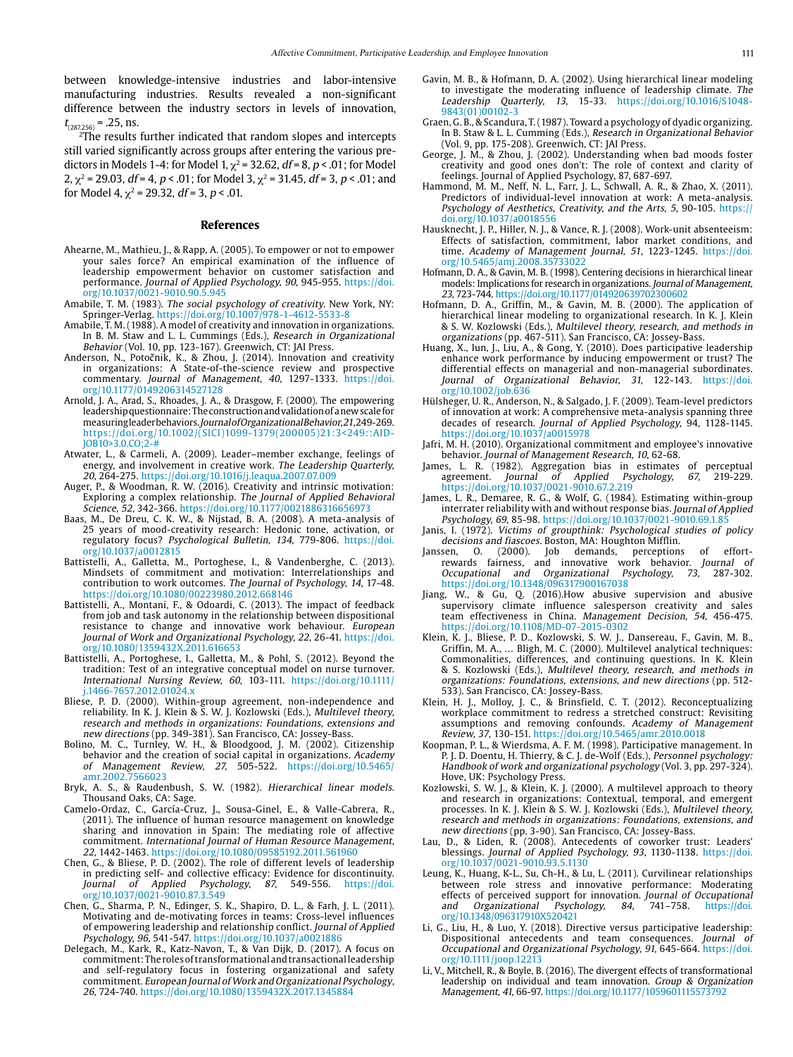between knowledge-intensive industries and labor-intensive manufacturing industries. Results revealed a non-significant difference between the industry sectors in levels of innovation, $t_{(287.256)}$ = .25, ns.

[2]The results further indicated that random slopes and intercepts still varied significantly across groups after entering the various predictors in Models 1-4: for Model 1, $\chi^2$ = 32.62, *df* = 8, *p* < .01; for Model 2, $\chi^2$ = 29.03, *df* = 4, *p* < .01; for Model 3, $\chi^2$ = 31.45, *df* = 3, *p* < .01; and for Model 4, $\chi^2$ = 29.32, *df* = 3, *p* < .01.

## References

Ahearne, M., Mathieu, J., & Rapp, A. (2005). To empower or not to empower your sales force? An empirical examination of the influence of leadership empowerment behavior on customer satisfaction and performance. *Journal of Applied Psychology, 90*, 945-955. https://doi.org/10.1037/0021-9010.90.5.945

Amabile, T. M. (1983). *The social psychology of creativity*. New York, NY: Springer-Verlag. https://doi.org/10.1007/978-1-4612-5533-8

Amabile, T. M. (1988). A model of creativity and innovation in organizations. In B. M. Staw and L. L. Cummings (Eds.), *Research in Organizational Behavior* (Vol. 10, pp. 123-167). Greenwich, CT: JAI Press.

Anderson, N., Potočnik, K., & Zhou, J. (2014). Innovation and creativity in organizations: A State-of-the-science review and prospective commentary. *Journal of Management, 40*, 1297-1333. https://doi.org/10.1177/0149206314527128

Arnold, J. A., Arad, S., Rhoades, J. A., & Drasgow, F. (2000). The empowering leadership questionnaire: The construction and validation of a new scale for measuring leader behaviors. *Journal of Organizational Behavior, 21*, 249-269. https://doi.org/10.1002/(SICI)1099-1379(200005)21:3<249::AID-JOB10>3.0.CO;2-#

Atwater, L., & Carmeli, A. (2009). Leader–member exchange, feelings of energy, and involvement in creative work. *The Leadership Quarterly, 20*, 264-275. https://doi.org/10.1016/j.leaqua.2007.07.009

Auger, P., & Woodman, R. W. (2016). Creativity and intrinsic motivation: Exploring a complex relationship. *The Journal of Applied Behavioral Science, 52*, 342-366. https://doi.org/10.1177/0021886316656973

Baas, M., De Dreu, C. K. W., & Nijstad, B. A. (2008). A meta-analysis of 25 years of mood-creativity research: Hedonic tone, activation, or regulatory focus? *Psychological Bulletin, 134*, 779-806. https://doi.org/10.1037/a0012815

Battistelli, A., Galletta, M., Portoghese, I., & Vandenberghe, C. (2013). Mindsets of commitment and motivation: Interrelationships and contribution to work outcomes. *The Journal of Psychology, 14*, 17-48. https://doi.org/10.1080/00223980.2012.668146

Battistelli, A., Montani, F., & Odoardi, C. (2013). The impact of feedback from job and task autonomy in the relationship between dispositional resistance to change and innovative work behaviour. *European Journal of Work and Organizational Psychology, 22*, 26-41. https://doi.org/10.1080/1359432X.2011.616653

Battistelli, A., Portoghese, I., Galletta, M., & Pohl, S. (2012). Beyond the tradition: Test of an integrative conceptual model on nurse turnover. *International Nursing Review, 60*, 103-111. https://doi.org/10.1111/j.1466-7657.2012.01024.x

Bliese, P. D. (2000). Within-group agreement, non-independence and reliability. In K. J. Klein & S. W. J. Kozlowski (Eds.), *Multilevel theory, research and methods in organizations: Foundations, extensions and new directions* (pp. 349-381). San Francisco, CA: Jossey-Bass.

Bolino, M. C., Turnley, W. H., & Bloodgood, J. M. (2002). Citizenship behavior and the creation of social capital in organizations. *Academy of Management Review, 27*, 505-522. https://doi.org/10.5465/amr.2002.7566023

Bryk, A. S., & Raudenbush, S. W. (1982). *Hierarchical linear models*. Thousand Oaks, CA: Sage.

Camelo-Ordaz, C., García-Cruz, J., Sousa-Ginel, E., & Valle-Cabrera, R., (2011). The influence of human resource management on knowledge sharing and innovation in Spain: The mediating role of affective commitment. *International Journal of Human Resource Management, 22*, 1442-1463. https://doi.org/10.1080/09585192.2011.561960

Chen, G., & Bliese, P. D. (2002). The role of different levels of leadership in predicting self- and collective efficacy: Evidence for discontinuity. *Journal of Applied Psychology, 87*, 549-556. https://doi.org/10.1037/0021-9010.87.3.549

Chen, G., Sharma, P. N., Edinger, S. K., Shapiro, D. L., & Farh, J. L. (2011). Motivating and de-motivating forces in teams: Cross-level influences of empowering leadership and relationship conflict. *Journal of Applied Psychology, 96*, 541-547. https://doi.org/10.1037/a0021886

Delegach, M., Kark, R., Katz-Navon, T., & Van Dijk, D. (2017). A focus on commitment: The roles of transformational and transactional leadership and self-regulatory focus in fostering organizational and safety commitment. *European Journal of Work and Organizational Psychology, 26*, 724-740. https://doi.org/10.1080/1359432X.2017.1345884

Gavin, M. B., & Hofmann, D. A. (2002). Using hierarchical linear modeling to investigate the moderating influence of leadership climate. *The Leadership Quarterly, 13*, 15-33. https://doi.org/10.1016/S1048-9843(01)00102-3

Graen, G. B., & Scandura, T. (1987). Toward a psychology of dyadic organizing. In B. Staw & L. L. Cumming (Eds.), *Research in Organizational Behavior* (Vol. 9, pp. 175-208). Greenwich, CT: JAI Press.

George, J. M., & Zhou, J. (2002). Understanding when bad moods foster creativity and good ones don't: The role of context and clarity of feelings. Journal of Applied Psychology, 87, 687-697.

Hammond, M. M., Neff, N. L., Farr, J. L., Schwall, A. R., & Zhao, X. (2011). Predictors of individual-level innovation at work: A meta-analysis. *Psychology of Aesthetics, Creativity, and the Arts, 5*, 90-105. https://doi.org/10.1037/a0018556

Hausknecht, J. P., Hiller, N. J., & Vance, R. J. (2008). Work-unit absenteeism: Effects of satisfaction, commitment, labor market conditions, and time. *Academy of Management Journal, 51*, 1223-1245. https://doi.org/10.5465/amj.2008.35733022

Hofmann, D. A., & Gavin, M. B. (1998). Centering decisions in hierarchical linear models: Implications for research in organizations. *Journal of Management, 23*, 723-744. https://doi.org/10.1177/014920639702300602

Hofmann, D. A., Griffin, M., & Gavin, M. B. (2000). The application of hierarchical linear modeling to organizational research. In K. J. Klein & S. W. Kozlowski (Eds.), *Multilevel theory, research, and methods in organizations* (pp. 467-511). San Francisco, CA: Jossey-Bass.

Huang, X., Iun, J., Liu, A., & Gong, Y. (2010). Does participative leadership enhance work performance by inducing empowerment or trust? The differential effects on managerial and non-managerial subordinates. *Journal of Organizational Behavior, 31*, 122-143. https://doi.org/10.1002/job.636

Hülsheger, U. R., Anderson, N., & Salgado, J. F. (2009). Team-level predictors of innovation at work: A comprehensive meta-analysis spanning three decades of research. *Journal of Applied Psychology*, 94, 1128-1145. https://doi.org/10.1037/a0015978

Jafri, M. H. (2010). Organizational commitment and employee's innovative behavior. *Journal of Management Research, 10*, 62-68.

James, L. R. (1982). Aggregation bias in estimates of perceptual agreement. *Journal of Applied Psychology, 67*, 219-229. https://doi.org/10.1037/0021-9010.67.2.219

James, L. R., Demaree, R. G., & Wolf, G. (1984). Estimating within-group interrater reliability with and without response bias. *Journal of Applied Psychology, 69*, 85-98. https://doi.org/10.1037/0021-9010.69.1.85

Janis, I. (1972). *Victims of groupthink: Psychological studies of policy decisions and fiascoes*. Boston, MA: Houghton Mifflin.

Janssen, O. (2000). Job demands, perceptions of effort-rewards fairness, and innovative work behavior. *Journal of Occupational and Organizational Psychology, 73*, 287-302. https://doi.org/10.1348/096317900167038

Jiang, W., & Gu, Q. (2016).How abusive supervision and abusive supervisory climate influence salesperson creativity and sales team effectiveness in China. *Management Decision, 54*, 456-475. https://doi.org/10.1108/MD-07-2015-0302

Klein, K. J., Bliese, P. D., Kozlowski, S. W. J., Dansereau, F., Gavin, M. B., Griffin, M. A., … Bligh, M. C. (2000). Multilevel analytical techniques: Commonalities, differences, and continuing questions. In K. Klein & S. Kozlowski (Eds.), *Multilevel theory, research, and methods in organizations: Foundations, extensions, and new directions* (pp. 512-533). San Francisco, CA: Jossey-Bass.

Klein, H. J., Molloy, J. C., & Brinsfield, C. T. (2012). Reconceptualizing workplace commitment to redress a stretched construct: Revisiting assumptions and removing confounds. *Academy of Management Review, 37*, 130-151. https://doi.org/10.5465/amr.2010.0018

Koopman, P. L., & Wierdsma, A. F. M. (1998). Participative management. In P. J. D. Doentu, H. Thierry, & C. J. de-Wolf (Eds.), *Personnel psychology: Handbook of work and organizational psychology* (Vol. 3, pp. 297-324). Hove, UK: Psychology Press.

Kozlowski, S. W. J., & Klein, K. J. (2000). A multilevel approach to theory and research in organizations: Contextual, temporal, and emergent processes. In K. J. Klein & S. W. J. Kozlowski (Eds.), *Multilevel theory, research and methods in organizations: Foundations, extensions, and new directions* (pp. 3-90). San Francisco, CA: Jossey-Bass.

Lau, D., & Liden, R. (2008). Antecedents of coworker trust: Leaders' blessings. *Journal of Applied Psychology, 93*, 1130-1138. https://doi.org/10.1037/0021-9010.93.5.1130

Leung, K., Huang, K-L., Su, Ch-H., & Lu, L. (2011). Curvilinear relationships between role stress and innovative performance: Moderating effects of perceived support for innovation. *Journal of Occupational and Organizational Psychology, 84*, 741–758. https://doi.org/10.1348/096317910X520421

Li, G., Liu, H., & Luo, Y. (2018). Directive versus participative leadership: Dispositional antecedents and team consequences. *Journal of Occupational and Organizational Psychology, 91*, 645-664. https://doi.org/10.1111/joop.12213

Li, V., Mitchell, R., & Boyle, B. (2016). The divergent effects of transformational leadership on individual and team innovation. *Group & Organization Management, 41*, 66-97. https://doi.org/10.1177/1059601115573792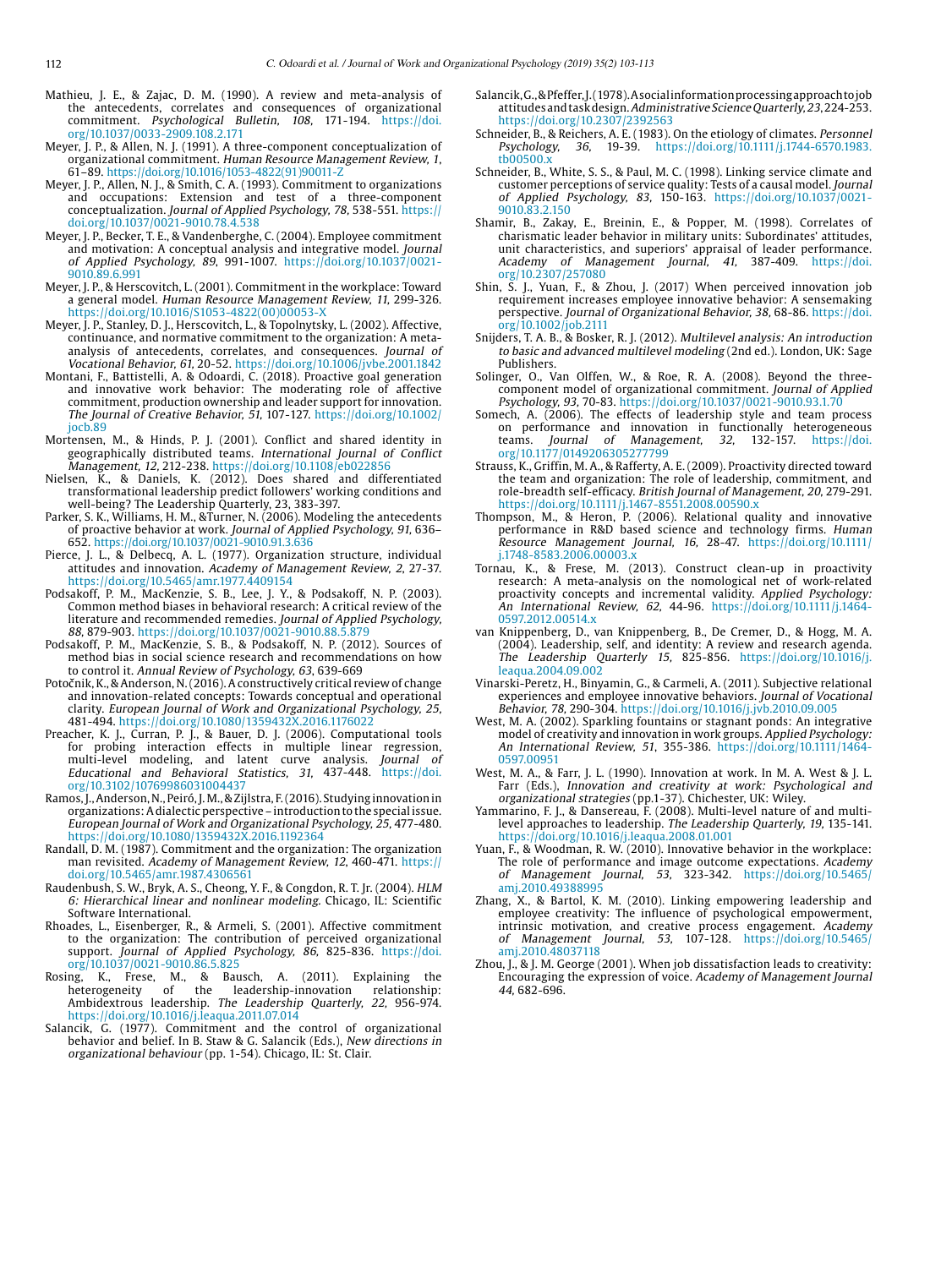Mathieu, J. E., & Zajac, D. M. (1990). A review and meta-analysis of the antecedents, correlates and consequences of organizational commitment. *Psychological Bulletin, 108*, 171-194. https://doi.org/10.1037/0033-2909.108.2.171

Meyer, J. P., & Allen, N. J. (1991). A three-component conceptualization of organizational commitment. *Human Resource Management Review, 1*, 61–89. https://doi.org/10.1016/1053-4822(91)90011-Z

Meyer, J. P., Allen, N. J., & Smith, C. A. (1993). Commitment to organizations and occupations: Extension and test of a three-component conceptualization. *Journal of Applied Psychology, 78*, 538-551. https://doi.org/10.1037/0021-9010.78.4.538

Meyer, J. P., Becker, T. E., & Vandenberghe, C. (2004). Employee commitment and motivation: A conceptual analysis and integrative model. *Journal of Applied Psychology, 89*, 991-1007. https://doi.org/10.1037/0021-9010.89.6.991

Meyer, J. P., & Herscovitch, L. (2001). Commitment in the workplace: Toward a general model. *Human Resource Management Review, 11*, 299-326. https://doi.org/10.1016/S1053-4822(00)00053-X

Meyer, J. P., Stanley, D. J., Herscovitch, L., & Topolnytsky, L. (2002). Affective, continuance, and normative commitment to the organization: A meta-analysis of antecedents, correlates, and consequences. *Journal of Vocational Behavior, 61*, 20-52. https://doi.org/10.1006/jvbe.2001.1842

Montani, F., Battistelli, A. & Odoardi, C. (2018). Proactive goal generation and innovative work behavior: The moderating role of affective commitment, production ownership and leader support for innovation. *The Journal of Creative Behavior, 51*, 107-127. https://doi.org/10.1002/jocb.89

Mortensen, M., & Hinds, P. J. (2001). Conflict and shared identity in geographically distributed teams. *International Journal of Conflict Management, 12*, 212-238. https://doi.org/10.1108/eb022856

Nielsen, K., & Daniels, K. (2012). Does shared and differentiated transformational leadership predict followers' working conditions and well-being? The Leadership Quarterly, 23, 383-397.

Parker, S. K., Williams, H. M., &Turner, N. (2006). Modeling the antecedents of proactive behavior at work. *Journal of Applied Psychology, 91*, 636–652. https://doi.org/10.1037/0021-9010.91.3.636

Pierce, J. L., & Delbecq, A. L. (1977). Organization structure, individual attitudes and innovation. *Academy of Management Review, 2*, 27-37. https://doi.org/10.5465/amr.1977.4409154

Podsakoff, P. M., MacKenzie, S. B., Lee, J. Y., & Podsakoff, N. P. (2003). Common method biases in behavioral research: A critical review of the literature and recommended remedies. *Journal of Applied Psychology, 88*, 879-903. https://doi.org/10.1037/0021-9010.88.5.879

Podsakoff, P. M., MacKenzie, S. B., & Podsakoff, N. P. (2012). Sources of method bias in social science research and recommendations on how to control it. *Annual Review of Psychology, 63*, 639-669

Potočnik, K., & Anderson, N. (2016). A constructively critical review of change and innovation-related concepts: Towards conceptual and operational clarity. *European Journal of Work and Organizational Psychology, 25*, 481-494. https://doi.org/10.1080/1359432X.2016.1176022

Preacher, K. J., Curran, P. J., & Bauer, D. J. (2006). Computational tools for probing interaction effects in multiple linear regression, multi-level modeling, and latent curve analysis. *Journal of Educational and Behavioral Statistics, 31*, 437-448. https://doi.org/10.3102/10769986031004437

Ramos, J., Anderson, N., Peiró, J. M., & Zijlstra, F. (2016). Studying innovation in organizations: A dialectic perspective – introduction to the special issue. *European Journal of Work and Organizational Psychology, 25*, 477-480. https://doi.org/10.1080/1359432X.2016.1192364

Randall, D. M. (1987). Commitment and the organization: The organization man revisited. *Academy of Management Review, 12*, 460-471. https://doi.org/10.5465/amr.1987.4306561

Raudenbush, S. W., Bryk, A. S., Cheong, Y. F., & Congdon, R. T. Jr. (2004). *HLM 6: Hierarchical linear and nonlinear modeling*. Chicago, IL: Scientific Software International.

Rhoades, L., Eisenberger, R., & Armeli, S. (2001). Affective commitment to the organization: The contribution of perceived organizational support. *Journal of Applied Psychology, 86*, 825-836. https://doi.org/10.1037/0021-9010.86.5.825

Rosing, K., Frese, M., & Bausch, A. (2011). Explaining the heterogeneity of the leadership-innovation relationship: Ambidextrous leadership. *The Leadership Quarterly, 22*, 956-974. https://doi.org/10.1016/j.leaqua.2011.07.014

Salancik, G. (1977). Commitment and the control of organizational behavior and belief. In B. Staw & G. Salancik (Eds.), *New directions in organizational behaviour* (pp. 1-54). Chicago, IL: St. Clair.

Salancik, G., & Pfeffer, J. (1978). A social information processing approach to job attitudes and task design. *Administrative Science Quarterly, 23*, 224-253. https://doi.org/10.2307/2392563

Schneider, B., & Reichers, A. E. (1983). On the etiology of climates. *Personnel Psychology, 36*, 19-39. https://doi.org/10.1111/j.1744-6570.1983.tb00500.x

Schneider, B., White, S. S., & Paul, M. C. (1998). Linking service climate and customer perceptions of service quality: Tests of a causal model. *Journal of Applied Psychology, 83*, 150-163. https://doi.org/10.1037/0021-9010.83.2.150

Shamir, B., Zakay, E., Breinin, E., & Popper, M. (1998). Correlates of charismatic leader behavior in military units: Subordinates' attitudes, unit characteristics, and superiors' appraisal of leader performance. *Academy of Management Journal, 41*, 387-409. https://doi.org/10.2307/257080

Shin, S. J., Yuan, F., & Zhou, J. (2017) When perceived innovation job requirement increases employee innovative behavior: A sensemaking perspective. *Journal of Organizational Behavior, 38*, 68-86. https://doi.org/10.1002/job.2111

Snijders, T. A. B., & Bosker, R. J. (2012). *Multilevel analysis: An introduction to basic and advanced multilevel modeling* (2nd ed.). London, UK: Sage Publishers.

Solinger, O., Van Olffen, W., & Roe, R. A. (2008). Beyond the three-component model of organizational commitment. *Journal of Applied Psychology, 93*, 70-83. https://doi.org/10.1037/0021-9010.93.1.70

Somech, A. (2006). The effects of leadership style and team process on performance and innovation in functionally heterogeneous teams. *Journal of Management, 32*, 132-157. https://doi.org/10.1177/0149206305277799

Strauss, K., Griffin, M. A., & Rafferty, A. E. (2009). Proactivity directed toward the team and organization: The role of leadership, commitment, and role-breadth self-efficacy. *British Journal of Management, 20*, 279-291. https://doi.org/10.1111/j.1467-8551.2008.00590.x

Thompson, M., & Heron, P. (2006). Relational quality and innovative performance in R&D based science and technology firms. *Human Resource Management Journal, 16*, 28-47. https://doi.org/10.1111/j.1748-8583.2006.00003.x

Tornau, K., & Frese, M. (2013). Construct clean-up in proactivity research: A meta-analysis on the nomological net of work-related proactivity concepts and incremental validity. *Applied Psychology: An International Review, 62*, 44-96. https://doi.org/10.1111/j.1464-0597.2012.00514.x

van Knippenberg, D., van Knippenberg, B., De Cremer, D., & Hogg, M. A. (2004). Leadership, self, and identity: A review and research agenda. *The Leadership Quarterly 15*, 825-856. https://doi.org/10.1016/j.leaqua.2004.09.002

Vinarski-Peretz, H., Binyamin, G., & Carmeli, A. (2011). Subjective relational experiences and employee innovative behaviors. *Journal of Vocational Behavior, 78*, 290-304. https://doi.org/10.1016/j.jvb.2010.09.005

West, M. A. (2002). Sparkling fountains or stagnant ponds: An integrative model of creativity and innovation in work groups. *Applied Psychology: An International Review, 51*, 355-386. https://doi.org/10.1111/1464-0597.00951

West, M. A., & Farr, J. L. (1990). Innovation at work. In M. A. West & J. L. Farr (Eds.), *Innovation and creativity at work: Psychological and organizational strategies* (pp.1-37). Chichester, UK: Wiley.

Yammarino, F. J., & Dansereau, F. (2008). Multi-level nature of and multi-level approaches to leadership. *The Leadership Quarterly, 19*, 135-141. https://doi.org/10.1016/j.leaqua.2008.01.001

Yuan, F., & Woodman, R. W. (2010). Innovative behavior in the workplace: The role of performance and image outcome expectations. *Academy of Management Journal, 53*, 323-342. https://doi.org/10.5465/amj.2010.49388995

Zhang, X., & Bartol, K. M. (2010). Linking empowering leadership and employee creativity: The influence of psychological empowerment, intrinsic motivation, and creative process engagement. *Academy of Management Journal, 53*, 107-128. https://doi.org/10.5465/amj.2010.48037118

Zhou, J., & J. M. George (2001). When job dissatisfaction leads to creativity: Encouraging the expression of voice. *Academy of Management Journal 44*, 682-696.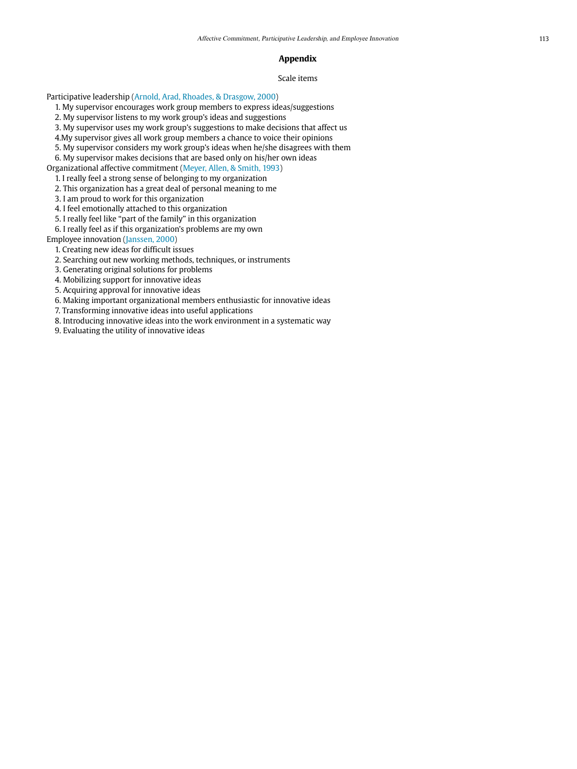## Appendix

Scale items

Participative leadership (Arnold, Arad, Rhoades, & Drasgow, 2000)

1. My supervisor encourages work group members to express ideas/suggestions
2. My supervisor listens to my work group's ideas and suggestions
3. My supervisor uses my work group's suggestions to make decisions that affect us
4. My supervisor gives all work group members a chance to voice their opinions
5. My supervisor considers my work group's ideas when he/she disagrees with them
6. My supervisor makes decisions that are based only on his/her own ideas

Organizational affective commitment (Meyer, Allen, & Smith, 1993)

1. I really feel a strong sense of belonging to my organization
2. This organization has a great deal of personal meaning to me
3. I am proud to work for this organization
4. I feel emotionally attached to this organization
5. I really feel like "part of the family" in this organization
6. I really feel as if this organization's problems are my own

Employee innovation (Janssen, 2000)

1. Creating new ideas for difficult issues
2. Searching out new working methods, techniques, or instruments
3. Generating original solutions for problems
4. Mobilizing support for innovative ideas
5. Acquiring approval for innovative ideas
6. Making important organizational members enthusiastic for innovative ideas
7. Transforming innovative ideas into useful applications
8. Introducing innovative ideas into the work environment in a systematic way
9. Evaluating the utility of innovative ideas